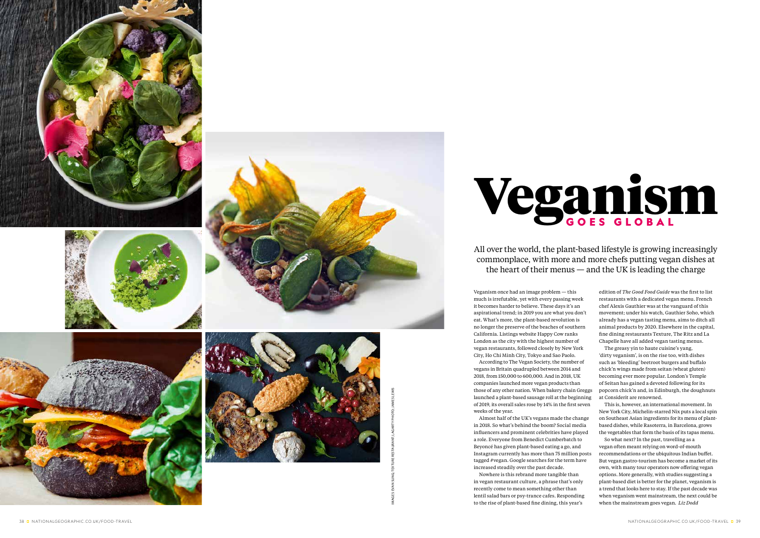# Veganism GOES GLOBAL

All over the world, the plant-based lifestyle is growing increasingly commonplace, with more and more chefs putting vegan dishes at the heart of their menus — and the UK is leading the charge

Veganism once had an image problem — this much is irrefutable, yet with every passing week it becomes harder to believe. These days it's an aspirational trend; in 2019 you are what you don't eat. What's more, the plant-based revolution is no longer the preserve of the beaches of southern California. Listings website Happy Cow ranks London as the city with the highest number of vegan restaurants, followed closely by New York City, Ho Chi Minh City, Tokyo and Sao Paolo.

According to The Vegan Society, the number of vegans in Britain quadrupled between 2014 and 2018, from 150,000 to 600,000. And in 2018, UK companies launched more vegan products than those of any other nation. When bakery chain Greggs launched a plant-based sausage roll at the beginning of 2019, its overall sales rose by 14% in the first seven weeks of the year.

Almost half of the UK's vegans made the change in 2018. So what's behind the boom? Social media influencers and prominent celebrities have played a role. Everyone from Benedict Cumberbatch to Beyoncé has given plant-based eating a go, and Instagram currently has more than 75 million posts tagged #vegan. Google searches for the term have increased steadily over the past decade.

Nowhere is this rebrand more tangible than in vegan restaurant culture, a phrase that's only recently come to mean something other than lentil salad bars or psy-trance cafes. Responding to the rise of plant-based fine dining, this year's edition of *The Good Food Guide* was the first to list restaurants with a dedicated vegan menu. French chef Alexis Gauthier was at the vanguard of this movement; under his watch, Gauthier Soho, which already has a vegan tasting menu, aims to ditch all animal products by 2020. Elsewhere in the capital, fine dining restaurants Texture, The Ritz and La Chapelle have all added vegan tasting menus.

The greasy yin to haute cuisine's yang, 'dirty veganism', is on the rise too, with dishes such as 'bleeding' beetroot burgers and buffalo chick'n wings made from seitan (wheat gluten) becoming ever more popular. London's Temple of Seitan has gained a devoted following for its popcorn chick'n and, in Edinburgh, the doughnuts at Considerit are renowned.

This is, however, an international movement. In New York City, Michelin-starred Nix puts a local spin on Southeast Asian ingredients for its menu of plant-based dishes, while Rasoterra, in Barcelona, grows the vegetables that form the basis of its tapas menu.

So what next? In the past, travelling as a vegan often meant relying on word-of-mouth recommendations or the ubiquitous Indian buffet. But vegan gastro-tourism has become a market of its own, with many tour operators now offering vegan options. More generally, with studies suggesting a plant-based diet is better for the planet, veganism is a trend that looks here to stay. If the past decade was when veganism went mainstream, the next could be when the mainstream goes vegan. *Liz Dodd*

IMAGES: EVAN SUNG; TEXTURE RESTAURANT; LAGARTY PHOTO; JAMES LEWIS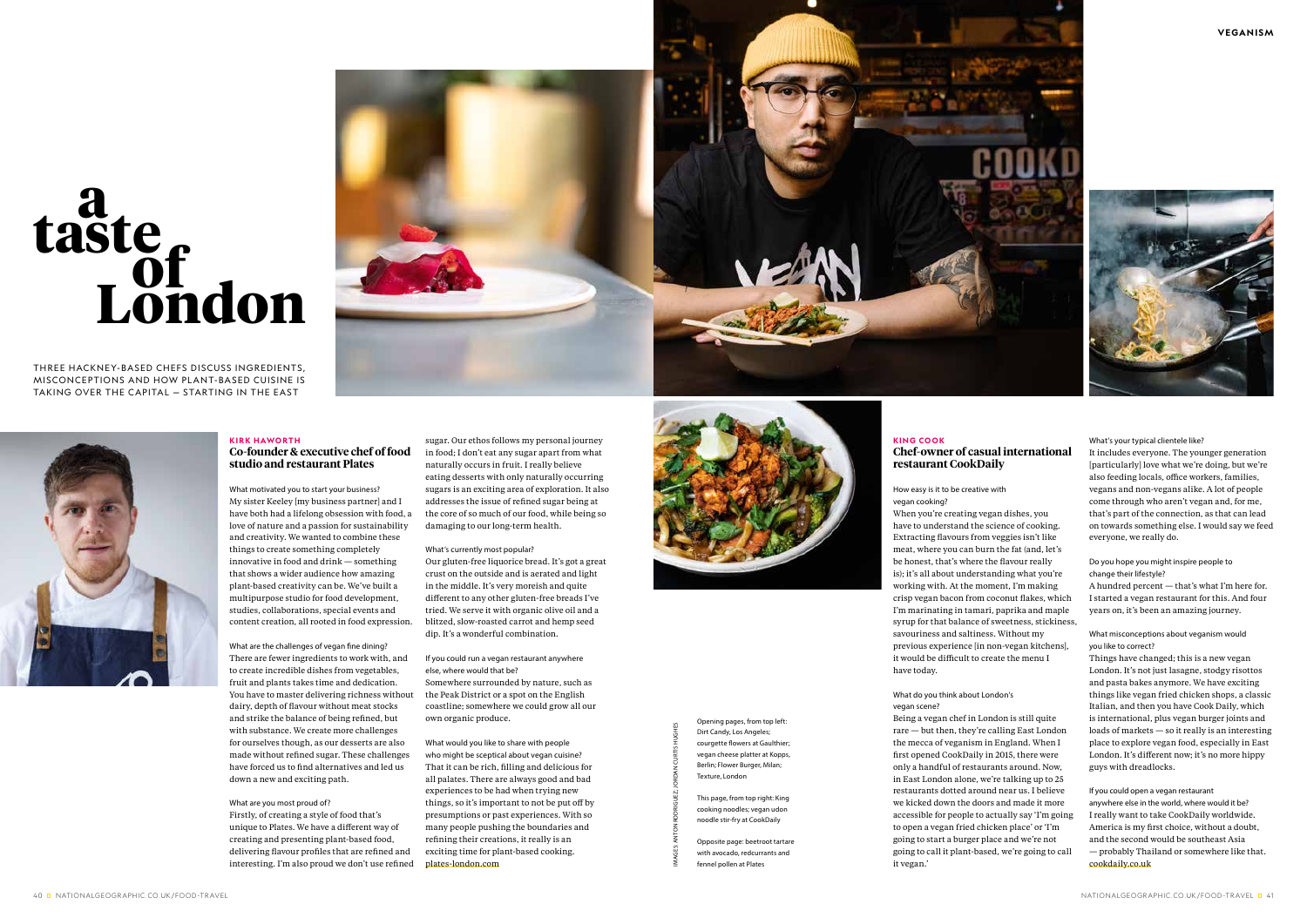# a taste of London

THREE HACKNEY-BASED CHEFS DISCUSS INGREDIENTS, MISCONCEPTIONS AND HOW PLANT-BASED CUISINE IS TAKING OVER THE CAPITAL — STARTING IN THE EAST

**KIRK HAWORTH**

## Co-founder & executive chef of food studio and restaurant Plates

What motivated you to start your business?

My sister Keeley [my business partner] and I have both had a lifelong obsession with food, a love of nature and a passion for sustainability and creativity. We wanted to combine these things to create something completely innovative in food and drink — something that shows a wider audience how amazing plant-based creativity can be. We've built a multipurpose studio for food development, studies, collaborations, special events and content creation, all rooted in food expression.

What are the challenges of vegan fine dining?

There are fewer ingredients to work with, and to create incredible dishes from vegetables, fruit and plants takes time and dedication. You have to master delivering richness without dairy, depth of flavour without meat stocks and strike the balance of being refined, but with substance. We create more challenges for ourselves though, as our desserts are also made without refined sugar. These challenges have forced us to find alternatives and led us down a new and exciting path.

What are you most proud of?

Firstly, of creating a style of food that's unique to Plates. We have a different way of creating and presenting plant-based food, delivering flavour profiles that are refined and interesting. I'm also proud we don't use refined sugar. Our ethos follows my personal journey in food; I don't eat any sugar apart from what naturally occurs in fruit. I really believe eating desserts with only naturally occurring sugars is an exciting area of exploration. It also addresses the issue of refined sugar being at the core of so much of our food, while being so damaging to our long-term health.

What's currently most popular?

Our gluten-free liquorice bread. It's got a great crust on the outside and is aerated and light in the middle. It's very moreish and quite different to any other gluten-free breads I've tried. We serve it with organic olive oil and a blitzed, slow-roasted carrot and hemp seed dip. It's a wonderful combination.

If you could run a vegan restaurant anywhere else, where would that be?

Somewhere surrounded by nature, such as the Peak District or a spot on the English coastline; somewhere we could grow all our own organic produce.

What would you like to share with people who might be sceptical about vegan cuisine?

That it can be rich, filling and delicious for all palates. There are always good and bad experiences to be had when trying new things, so it's important to not be put off by presumptions or past experiences. With so many people pushing the boundaries and refining their creations, it really is an exciting time for plant-based cooking. plates-london.com

Opening pages, from top left: Dirt Candy, Los Angeles; courgette flowers at Gaulthier; vegan cheese platter at Kopps, Berlin; Flower Burger, Milan; Texture, London

This page, from top right: King cooking noodles; vegan udon noodle stir-fry at CookDaily

Opposite page: beetroot tartare with avocado, redcurrants and fennel pollen at Plates

IMAGES: ANTON RODRIGUEZ; JORDAN CURTIS HUGHES

**KING COOK**

## Chef-owner of casual international restaurant CookDaily

How easy is it to be creative with vegan cooking?

When you're creating vegan dishes, you have to understand the science of cooking. Extracting flavours from veggies isn't like meat, where you can burn the fat (and, let's be honest, that's where the flavour really is); it's all about understanding what you're working with. At the moment, I'm making crisp vegan bacon from coconut flakes, which I'm marinating in tamari, paprika and maple syrup for that balance of sweetness, stickiness, savouriness and saltiness. Without my previous experience [in non-vegan kitchens], it would be difficult to create the menu I have today.

What do you think about London's vegan scene?

Being a vegan chef in London is still quite rare — but then, they're calling East London the mecca of veganism in England. When I first opened CookDaily in 2015, there were only a handful of restaurants around. Now, in East London alone, we're talking up to 25 restaurants dotted around near us. I believe we kicked down the doors and made it more accessible for people to actually say 'I'm going to open a vegan fried chicken place' or 'I'm going to start a burger place and we're not going to call it plant-based, we're going to call it vegan.'

What's your typical clientele like?

It includes everyone. The younger generation [particularly] love what we're doing, but we're also feeding locals, office workers, families, vegans and non-vegans alike. A lot of people come through who aren't vegan and, for me, that's part of the connection, as that can lead on towards something else. I would say we feed everyone, we really do.

Do you hope you might inspire people to change their lifestyle?

A hundred percent — that's what I'm here for. I started a vegan restaurant for this. And four years on, it's been an amazing journey.

What misconceptions about veganism would you like to correct?

Things have changed; this is a new vegan London. It's not just lasagne, stodgy risottos and pasta bakes anymore. We have exciting things like vegan fried chicken shops, a classic Italian, and then you have Cook Daily, which is international, plus vegan burger joints and loads of markets — so it really is an interesting place to explore vegan food, especially in East London. It's different now; it's no more hippy guys with dreadlocks.

If you could open a vegan restaurant anywhere else in the world, where would it be?

I really want to take CookDaily worldwide. America is my first choice, without a doubt, and the second would be southeast Asia — probably Thailand or somewhere like that. cookdaily.co.uk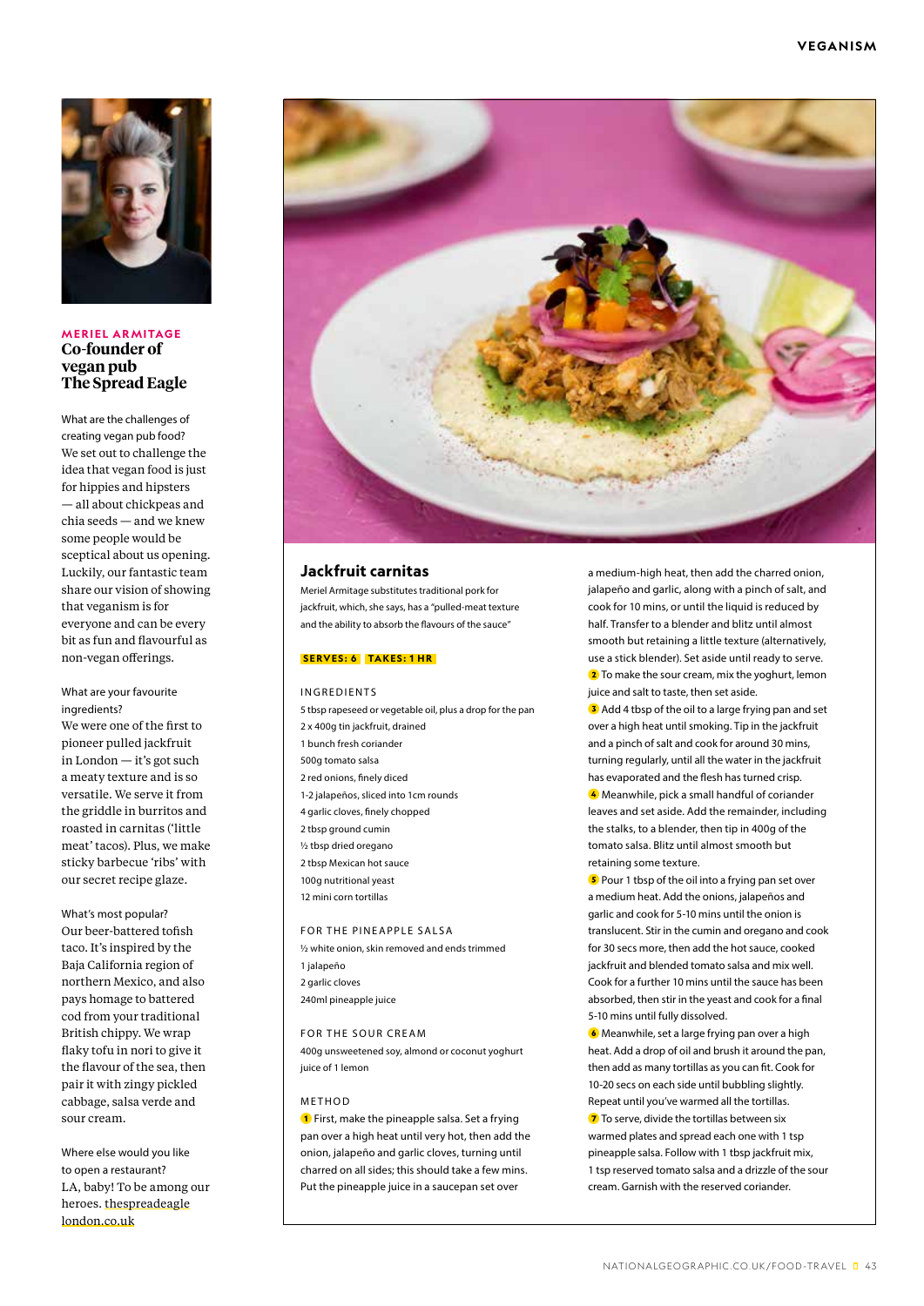**MERIEL ARMITAGE**

## Co-founder of vegan pub The Spread Eagle

What are the challenges of creating vegan pub food?
We set out to challenge the idea that vegan food is just for hippies and hipsters — all about chickpeas and chia seeds — and we knew some people would be sceptical about us opening. Luckily, our fantastic team share our vision of showing that veganism is for everyone and can be every bit as fun and flavourful as non-vegan offerings.

What are your favourite ingredients?
We were one of the first to pioneer pulled jackfruit in London — it's got such a meaty texture and is so versatile. We serve it from the griddle in burritos and roasted in carnitas ('little meat' tacos). Plus, we make sticky barbecue 'ribs' with our secret recipe glaze.

What's most popular?
Our beer-battered tofish taco. It's inspired by the Baja California region of northern Mexico, and also pays homage to battered cod from your traditional British chippy. We wrap flaky tofu in nori to give it the flavour of the sea, then pair it with zingy pickled cabbage, salsa verde and sour cream.

Where else would you like to open a restaurant?
LA, baby! To be among our heroes. thespreadeagle london.co.uk

## Jackfruit carnitas

Meriel Armitage substitutes traditional pork for jackfruit, which, she says, has a "pulled-meat texture and the ability to absorb the flavours of the sauce"

**SERVES: 6** **TAKES: 1 HR**

### INGREDIENTS

- 5 tbsp rapeseed or vegetable oil, plus a drop for the pan
- 2 x 400g tin jackfruit, drained
- 1 bunch fresh coriander
- 500g tomato salsa
- 2 red onions, finely diced
- 1-2 jalapeños, sliced into 1cm rounds
- 4 garlic cloves, finely chopped
- 2 tbsp ground cumin
- ½ tbsp dried oregano
- 2 tbsp Mexican hot sauce
- 100g nutritional yeast
- 12 mini corn tortillas

### FOR THE PINEAPPLE SALSA

- ½ white onion, skin removed and ends trimmed
- 1 jalapeño
- 2 garlic cloves
- 240ml pineapple juice

### FOR THE SOUR CREAM

- 400g unsweetened soy, almond or coconut yoghurt
- juice of 1 lemon

### METHOD

1. First, make the pineapple salsa. Set a frying pan over a high heat until very hot, then add the onion, jalapeño and garlic cloves, turning until charred on all sides; this should take a few mins. Put the pineapple juice in a saucepan set over a medium-high heat, then add the charred onion, jalapeño and garlic, along with a pinch of salt, and cook for 10 mins, or until the liquid is reduced by half. Transfer to a blender and blitz until almost smooth but retaining a little texture (alternatively, use a stick blender). Set aside until ready to serve.
2. To make the sour cream, mix the yoghurt, lemon juice and salt to taste, then set aside.
3. Add 4 tbsp of the oil to a large frying pan and set over a high heat until smoking. Tip in the jackfruit and a pinch of salt and cook for around 30 mins, turning regularly, until all the water in the jackfruit has evaporated and the flesh has turned crisp.
4. Meanwhile, pick a small handful of coriander leaves and set aside. Add the remainder, including the stalks, to a blender, then tip in 400g of the tomato salsa. Blitz until almost smooth but retaining some texture.
5. Pour 1 tbsp of the oil into a frying pan set over a medium heat. Add the onions, jalapeños and garlic and cook for 5-10 mins until the onion is translucent. Stir in the cumin and oregano and cook for 30 secs more, then add the hot sauce, cooked jackfruit and blended tomato salsa and mix well. Cook for a further 10 mins until the sauce has been absorbed, then stir in the yeast and cook for a final 5-10 mins until fully dissolved.
6. Meanwhile, set a large frying pan over a high heat. Add a drop of oil and brush it around the pan, then add as many tortillas as you can fit. Cook for 10-20 secs on each side until bubbling slightly. Repeat until you've warmed all the tortillas.
7. To serve, divide the tortillas between six warmed plates and spread each one with 1 tsp pineapple salsa. Follow with 1 tbsp jackfruit mix, 1 tsp reserved tomato salsa and a drizzle of the sour cream. Garnish with the reserved coriander.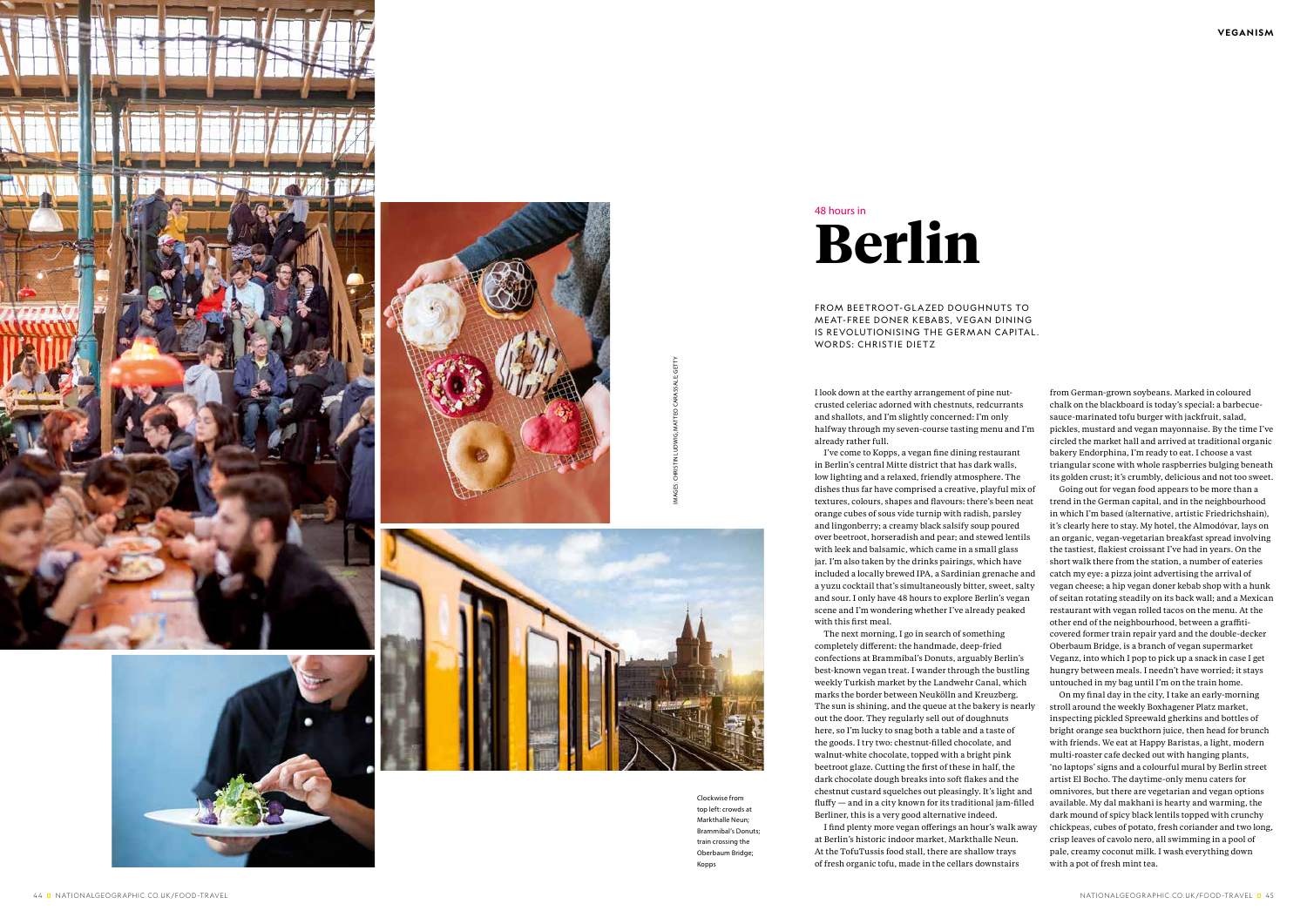48 hours in

# Berlin

FROM BEETROOT-GLAZED DOUGHNUTS TO MEAT-FREE DONER KEBABS, VEGAN DINING IS REVOLUTIONISING THE GERMAN CAPITAL. WORDS: CHRISTIE DIETZ

I look down at the earthy arrangement of pine nut-crusted celeriac adorned with chestnuts, redcurrants and shallots, and I'm slightly concerned: I'm only halfway through my seven-course tasting menu and I'm already rather full.

I've come to Kopps, a vegan fine dining restaurant in Berlin's central Mitte district that has dark walls, low lighting and a relaxed, friendly atmosphere. The dishes thus far have comprised a creative, playful mix of textures, colours, shapes and flavours: there's been neat orange cubes of sous vide turnip with radish, parsley and lingonberry; a creamy black salsify soup poured over beetroot, horseradish and pear; and stewed lentils with leek and balsamic, which came in a small glass jar. I'm also taken by the drinks pairings, which have included a locally brewed IPA, a Sardinian grenache and a yuzu cocktail that's simultaneously bitter, sweet, salty and sour. I only have 48 hours to explore Berlin's vegan scene and I'm wondering whether I've already peaked with this first meal.

The next morning, I go in search of something completely different: the handmade, deep-fried confections at Brammibal's Donuts, arguably Berlin's best-known vegan treat. I wander through the bustling weekly Turkish market by the Landwehr Canal, which marks the border between Neukölln and Kreuzberg. The sun is shining, and the queue at the bakery is nearly out the door. They regularly sell out of doughnuts here, so I'm lucky to snag both a table and a taste of the goods. I try two: chestnut-filled chocolate, and walnut-white chocolate, topped with a bright pink beetroot glaze. Cutting the first of these in half, the dark chocolate dough breaks into soft flakes and the chestnut custard squelches out pleasingly. It's light and fluffy — and in a city known for its traditional jam-filled Berliner, this is a very good alternative indeed.

I find plenty more vegan offerings an hour's walk away at Berlin's historic indoor market, Markthalle Neun. At the TofuTussis food stall, there are shallow trays of fresh organic tofu, made in the cellars downstairs from German-grown soybeans. Marked in coloured chalk on the blackboard is today's special: a barbecue-sauce-marinated tofu burger with jackfruit, salad, pickles, mustard and vegan mayonnaise. By the time I've circled the market hall and arrived at traditional organic bakery Endorphina, I'm ready to eat. I choose a vast triangular scone with whole raspberries bulging beneath its golden crust; it's crumbly, delicious and not too sweet.

Going out for vegan food appears to be more than a trend in the German capital, and in the neighbourhood in which I'm based (alternative, artistic Friedrichshain), it's clearly here to stay. My hotel, the Almodóvar, lays on an organic, vegan-vegetarian breakfast spread involving the tastiest, flakiest croissant I've had in years. On the short walk there from the station, a number of eateries catch my eye: a pizza joint advertising the arrival of vegan cheese; a hip vegan doner kebab shop with a hunk of seitan rotating steadily on its back wall; and a Mexican restaurant with vegan rolled tacos on the menu. At the other end of the neighbourhood, between a graffiti-covered former train repair yard and the double-decker Oberbaum Bridge, is a branch of vegan supermarket Veganz, into which I pop to pick up a snack in case I get hungry between meals. I needn't have worried; it stays untouched in my bag until I'm on the train home.

On my final day in the city, I take an early-morning stroll around the weekly Boxhagener Platz market, inspecting pickled Spreewald gherkins and bottles of bright orange sea buckthorn juice, then head for brunch with friends. We eat at Happy Baristas, a light, modern multi-roaster cafe decked out with hanging plants, 'no laptops' signs and a colourful mural by Berlin street artist El Bocho. The daytime-only menu caters for omnivores, but there are vegetarian and vegan options available. My dal makhani is hearty and warming, the dark mound of spicy black lentils topped with crunchy chickpeas, cubes of potato, fresh coriander and two long, crisp leaves of cavolo nero, all swimming in a pool of pale, creamy coconut milk. I wash everything down with a pot of fresh mint tea.

Clockwise from top left: crowds at Markthalle Neun; Brammibal's Donuts; train crossing the Oberbaum Bridge; Kopps

IMAGES: CHRISTIN LUDWIG; MATTEO CARASSALE; GETTY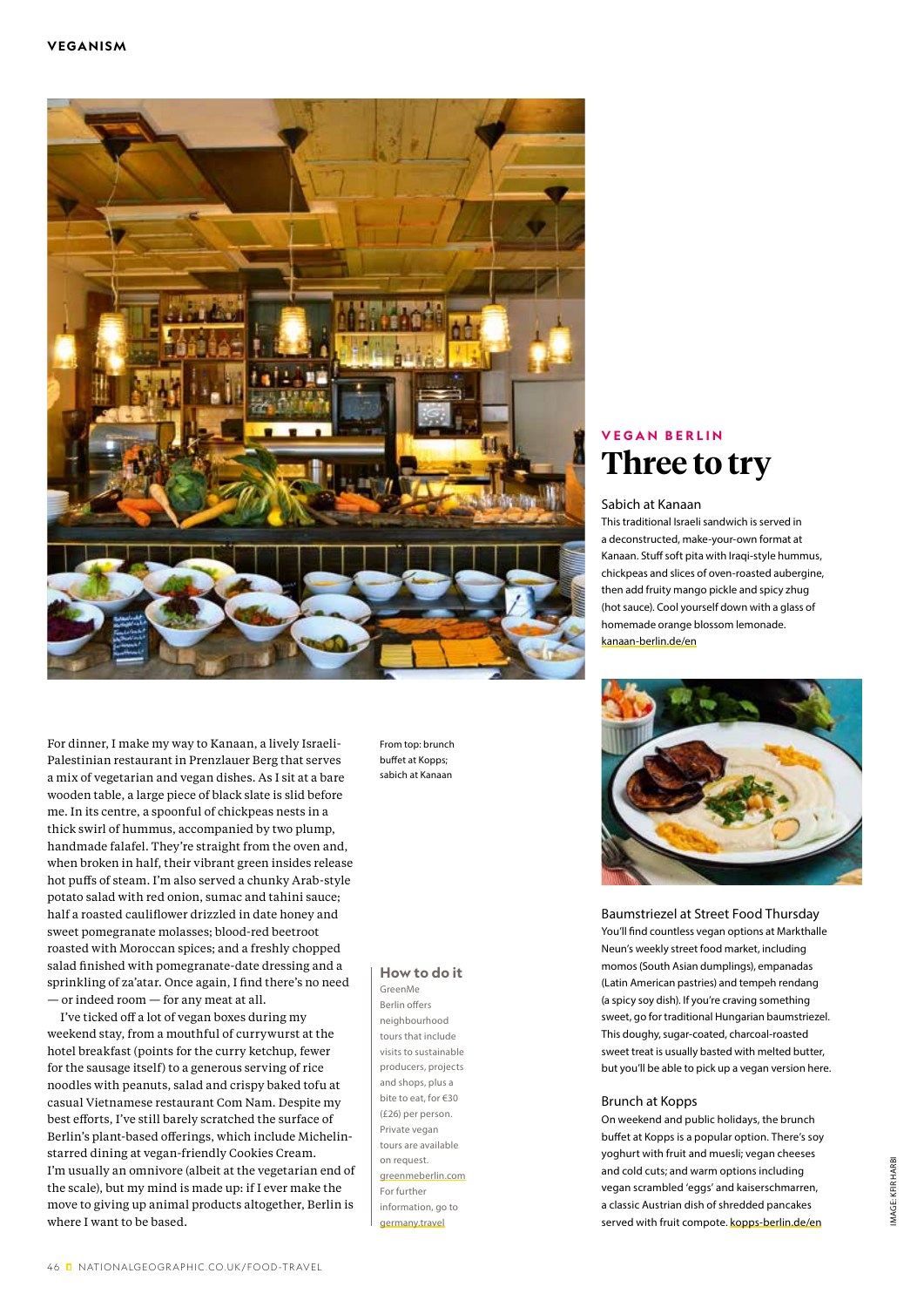For dinner, I make my way to Kanaan, a lively Israeli-Palestinian restaurant in Prenzlauer Berg that serves a mix of vegetarian and vegan dishes. As I sit at a bare wooden table, a large piece of black slate is slid before me. In its centre, a spoonful of chickpeas nests in a thick swirl of hummus, accompanied by two plump, handmade falafel. They're straight from the oven and, when broken in half, their vibrant green insides release hot puffs of steam. I'm also served a chunky Arab-style potato salad with red onion, sumac and tahini sauce; half a roasted cauliflower drizzled in date honey and sweet pomegranate molasses; blood-red beetroot roasted with Moroccan spices; and a freshly chopped salad finished with pomegranate-date dressing and a sprinkling of za'atar. Once again, I find there's no need — or indeed room — for any meat at all.

I've ticked off a lot of vegan boxes during my weekend stay, from a mouthful of currywurst at the hotel breakfast (points for the curry ketchup, fewer for the sausage itself) to a generous serving of rice noodles with peanuts, salad and crispy baked tofu at casual Vietnamese restaurant Com Nam. Despite my best efforts, I've still barely scratched the surface of Berlin's plant-based offerings, which include Michelin-starred dining at vegan-friendly Cookies Cream. I'm usually an omnivore (albeit at the vegetarian end of the scale), but my mind is made up: if I ever make the move to giving up animal products altogether, Berlin is where I want to be based.

From top: brunch buffet at Kopps; sabich at Kanaan

### How to do it

GreenMe Berlin offers neighbourhood tours that include visits to sustainable producers, projects and shops, plus a bite to eat, for €30 (£26) per person. Private vegan tours are available on request. greenmeberlin.com
For further information, go to germany.travel

**VEGAN BERLIN**

## Three to try

### Sabich at Kanaan

This traditional Israeli sandwich is served in a deconstructed, make-your-own format at Kanaan. Stuff soft pita with Iraqi-style hummus, chickpeas and slices of oven-roasted aubergine, then add fruity mango pickle and spicy zhug (hot sauce). Cool yourself down with a glass of homemade orange blossom lemonade. kanaan-berlin.de/en

### Baumstriezel at Street Food Thursday

You'll find countless vegan options at Markthalle Neun's weekly street food market, including momos (South Asian dumplings), empanadas (Latin American pastries) and tempeh rendang (a spicy soy dish). If you're craving something sweet, go for traditional Hungarian baumstriezel. This doughy, sugar-coated, charcoal-roasted sweet treat is usually basted with melted butter, but you'll be able to pick up a vegan version here.

### Brunch at Kopps

On weekend and public holidays, the brunch buffet at Kopps is a popular option. There's soy yoghurt with fruit and muesli; vegan cheeses and cold cuts; and warm options including vegan scrambled 'eggs' and kaiserschmarren, a classic Austrian dish of shredded pancakes served with fruit compote. kopps-berlin.de/en

IMAGE: KFIR HARBI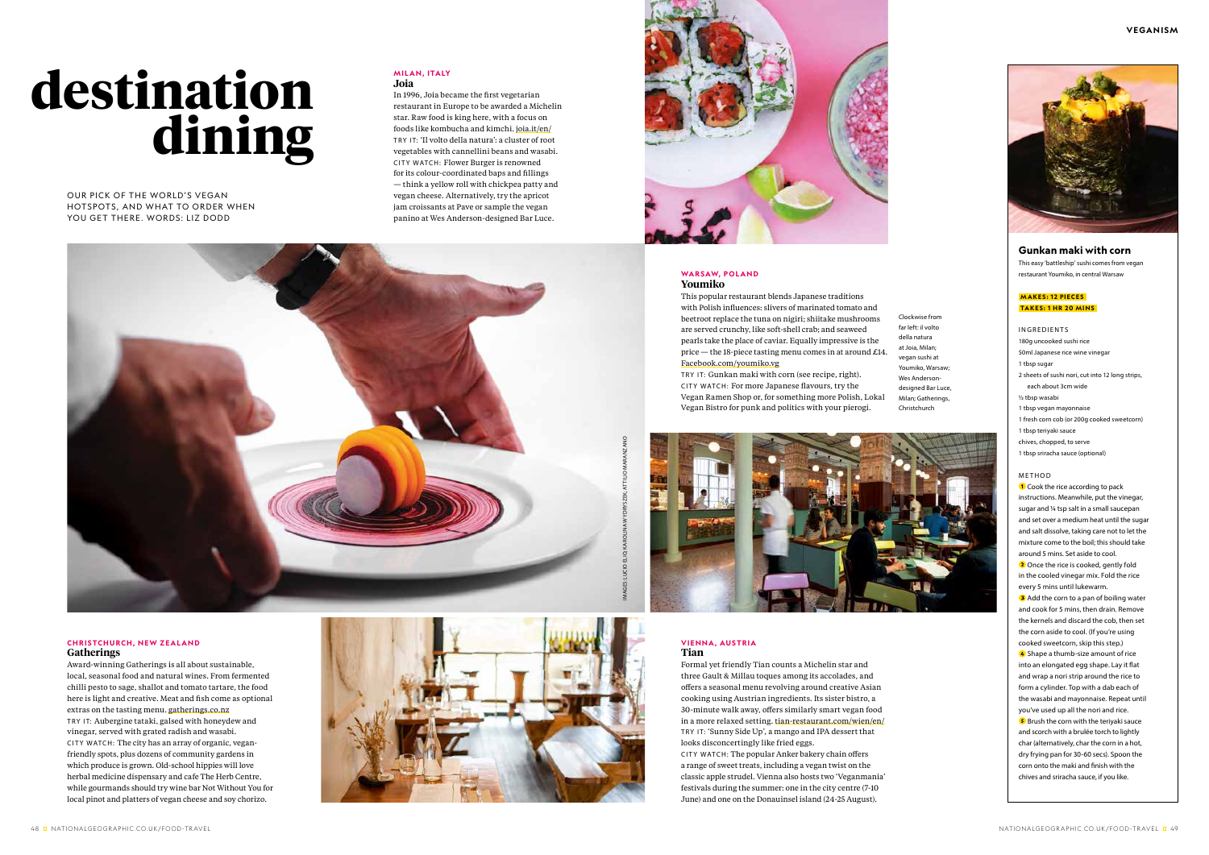# destination dining

OUR PICK OF THE WORLD'S VEGAN HOTSPOTS, AND WHAT TO ORDER WHEN YOU GET THERE. WORDS: LIZ DODD

### MILAN, ITALY
## Joia

In 1996, Joia became the first vegetarian restaurant in Europe to be awarded a Michelin star. Raw food is king here, with a focus on foods like kombucha and kimchi. joia.it/en/

TRY IT: 'Il volto della natura': a cluster of root vegetables with cannellini beans and wasabi.

CITY WATCH: Flower Burger is renowned for its colour-coordinated baps and fillings — think a yellow roll with chickpea patty and vegan cheese. Alternatively, try the apricot jam croissants at Pave or sample the vegan panino at Wes Anderson-designed Bar Luce.

### WARSAW, POLAND
## Youmiko

This popular restaurant blends Japanese traditions with Polish influences: slivers of marinated tomato and beetroot replace the tuna on nigiri; shiitake mushrooms are served crunchy, like soft-shell crab; and seaweed pearls take the place of caviar. Equally impressive is the price — the 18-piece tasting menu comes in at around £14. Facebook.com/youmiko.vg

TRY IT: Gunkan maki with corn (see recipe, right).

CITY WATCH: For more Japanese flavours, try the Vegan Ramen Shop or, for something more Polish, Lokal Vegan Bistro for punk and politics with your pierogi.

Clockwise from far left: il volto della natura at Joia, Milan; vegan sushi at Youmiko, Warsaw; Wes Anderson-designed Bar Luce, Milan; Gatherings, Christchurch

IMAGES: LUCIO ELIO; KAROLINA WYDRYSZEK; ATTILIO MARANZANO

### CHRISTCHURCH, NEW ZEALAND
## Gatherings

Award-winning Gatherings is all about sustainable, local, seasonal food and natural wines. From fermented chilli pesto to sage, shallot and tomato tartare, the food here is light and creative. Meat and fish come as optional extras on the tasting menu. gatherings.co.nz

TRY IT: Aubergine tataki, galsed with honeydew and vinegar, served with grated radish and wasabi.

CITY WATCH: The city has an array of organic, vegan-friendly spots, plus dozens of community gardens in which produce is grown. Old-school hippies will love herbal medicine dispensary and cafe The Herb Centre, while gourmands should try wine bar Not Without You for local pinot and platters of vegan cheese and soy chorizo.

### VIENNA, AUSTRIA
## Tian

Formal yet friendly Tian counts a Michelin star and three Gault & Millau toques among its accolades, and offers a seasonal menu revolving around creative Asian cooking using Austrian ingredients. Its sister bistro, a 30-minute walk away, offers similarly smart vegan food in a more relaxed setting. tian-restaurant.com/wien/en/

TRY IT: 'Sunny Side Up', a mango and IPA dessert that looks disconcertingly like fried eggs.

CITY WATCH: The popular Anker bakery chain offers a range of sweet treats, including a vegan twist on the classic apple strudel. Vienna also hosts two 'Veganmania' festivals during the summer: one in the city centre (7-10 June) and one on the Donauinsel island (24-25 August).

## Gunkan maki with corn

This easy 'battleship' sushi comes from vegan restaurant Youmiko, in central Warsaw

**MAKES: 12 PIECES**
**TAKES: 1 HR 20 MINS**

### INGREDIENTS

- 180g uncooked sushi rice
- 50ml Japanese rice wine vinegar
- 1 tbsp sugar
- 2 sheets of sushi nori, cut into 12 long strips, each about 3cm wide
- ½ tbsp wasabi
- 1 tbsp vegan mayonnaise
- 1 fresh corn cob (or 200g cooked sweetcorn)
- 1 tbsp teriyaki sauce
- chives, chopped, to serve
- 1 tbsp sriracha sauce (optional)

### METHOD

1. Cook the rice according to pack instructions. Meanwhile, put the vinegar, sugar and ¼ tsp salt in a small saucepan and set over a medium heat until the sugar and salt dissolve, taking care not to let the mixture come to the boil; this should take around 5 mins. Set aside to cool.
2. Once the rice is cooked, gently fold in the cooled vinegar mix. Fold the rice every 5 mins until lukewarm.
3. Add the corn to a pan of boiling water and cook for 5 mins, then drain. Remove the kernels and discard the cob, then set the corn aside to cool. (If you're using cooked sweetcorn, skip this step.)
4. Shape a thumb-size amount of rice into an elongated egg shape. Lay it flat and wrap a nori strip around the rice to form a cylinder. Top with a dab each of the wasabi and mayonnaise. Repeat until you've used up all the nori and rice.
5. Brush the corn with the teriyaki sauce and scorch with a brulée torch to lightly char (alternatively, char the corn in a hot, dry frying pan for 30-60 secs). Spoon the corn onto the maki and finish with the chives and sriracha sauce, if you like.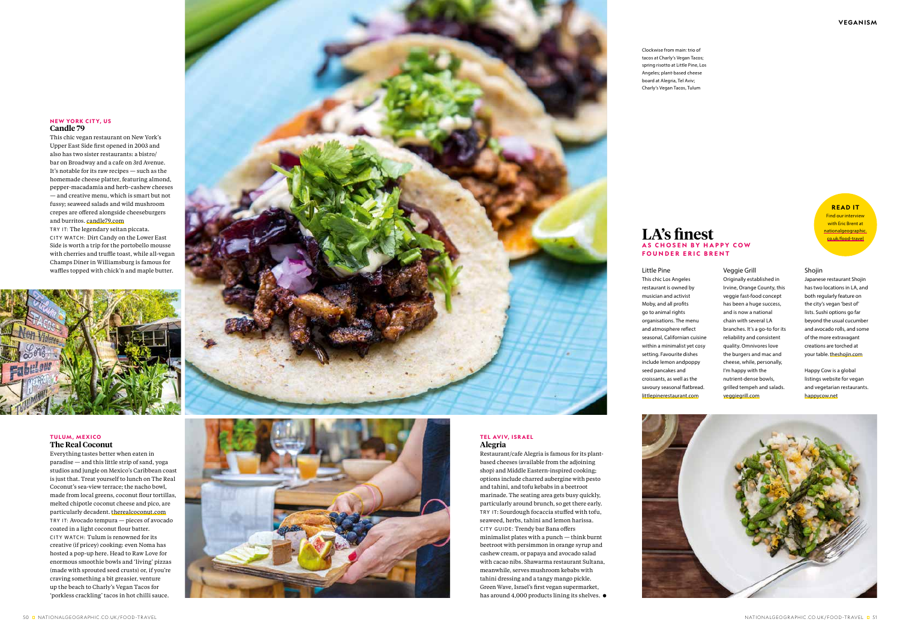## NEW YORK CITY, US

### Candle 79

This chic vegan restaurant on New York's Upper East Side first opened in 2003 and also has two sister restaurants: a bistro/bar on Broadway and a cafe on 3rd Avenue. It's notable for its raw recipes — such as the homemade cheese platter, featuring almond, pepper-macadamia and herb-cashew cheeses — and creative menu, which is smart but not fussy; seaweed salads and wild mushroom crepes are offered alongside cheeseburgers and burritos. candle79.com

TRY IT: The legendary seitan piccata.

CITY WATCH: Dirt Candy on the Lower East Side is worth a trip for the portobello mousse with cherries and truffle toast, while all-vegan Champs Diner in Williamsburg is famous for waffles topped with chick'n and maple butter.

## TULUM, MEXICO

### The Real Coconut

Everything tastes better when eaten in paradise — and this little strip of sand, yoga studios and jungle on Mexico's Caribbean coast is just that. Treat yourself to lunch on The Real Coconut's sea-view terrace; the nacho bowl, made from local greens, coconut flour tortillas, melted chipotle coconut cheese and pico, are particularly decadent. therealcoconut.com

TRY IT: Avocado tempura — pieces of avocado coated in a light coconut flour batter.

CITY WATCH: Tulum is renowned for its creative (if pricey) cooking; even Noma has hosted a pop-up here. Head to Raw Love for enormous smoothie bowls and 'living' pizzas (made with sprouted seed crusts) or, if you're craving something a bit greasier, venture up the beach to Charly's Vegan Tacos for 'porkless crackling' tacos in hot chilli sauce.

## TEL AVIV, ISRAEL

### Alegria

Restaurant/cafe Alegria is famous for its plant-based cheeses (available from the adjoining shop) and Middle Eastern-inspired cooking; options include charred aubergine with pesto and tahini, and tofu kebabs in a beetroot marinade. The seating area gets busy quickly, particularly around brunch, so get there early.

TRY IT: Sourdough focaccia stuffed with tofu, seaweed, herbs, tahini and lemon harissa.

CITY GUIDE: Trendy bar Bana offers minimalist plates with a punch — think burnt beetroot with persimmon in orange syrup and cashew cream, or papaya and avocado salad with cacao nibs. Shawarma restaurant Sultana, meanwhile, serves mushroom kebabs with tahini dressing and a tangy mango pickle. Green Wave, Israel's first vegan supermarket, has around 4,000 products lining its shelves. ●

Clockwise from main: trio of tacos at Charly's Vegan Tacos; spring risotto at Little Pine, Los Angeles; plant-based cheese board at Alegria, Tel Aviv; Charly's Vegan Tacos, Tulum

## LA's finest

### AS CHOSEN BY HAPPY COW FOUNDER ERIC BRENT

**READ IT**
Find our interview with Eric Brent at nationalgeographic.co.uk/food-travel

**Little Pine**
This chic Los Angeles restaurant is owned by musician and activist Moby, and all profits go to animal rights organisations. The menu and atmosphere reflect seasonal, Californian cuisine within a minimalist yet cosy setting. Favourite dishes include lemon andpoppy seed pancakes and croissants, as well as the savoury seasonal flatbread. littlepinerestaurant.com

**Veggie Grill**
Originally established in Irvine, Orange County, this veggie fast-food concept has been a huge success, and is now a national chain with several LA branches. It's a go-to for its reliability and consistent quality. Omnivores love the burgers and mac and cheese, while, personally, I'm happy with the nutrient-dense bowls, grilled tempeh and salads. veggiegrill.com

**Shojin**
Japanese restaurant Shojin has two locations in LA, and both regularly feature on the city's vegan 'best of' lists. Sushi options go far beyond the usual cucumber and avocado rolls, and some of the more extravagant creations are torched at your table. theshojin.com

Happy Cow is a global listings website for vegan and vegetarian restaurants. happycow.net